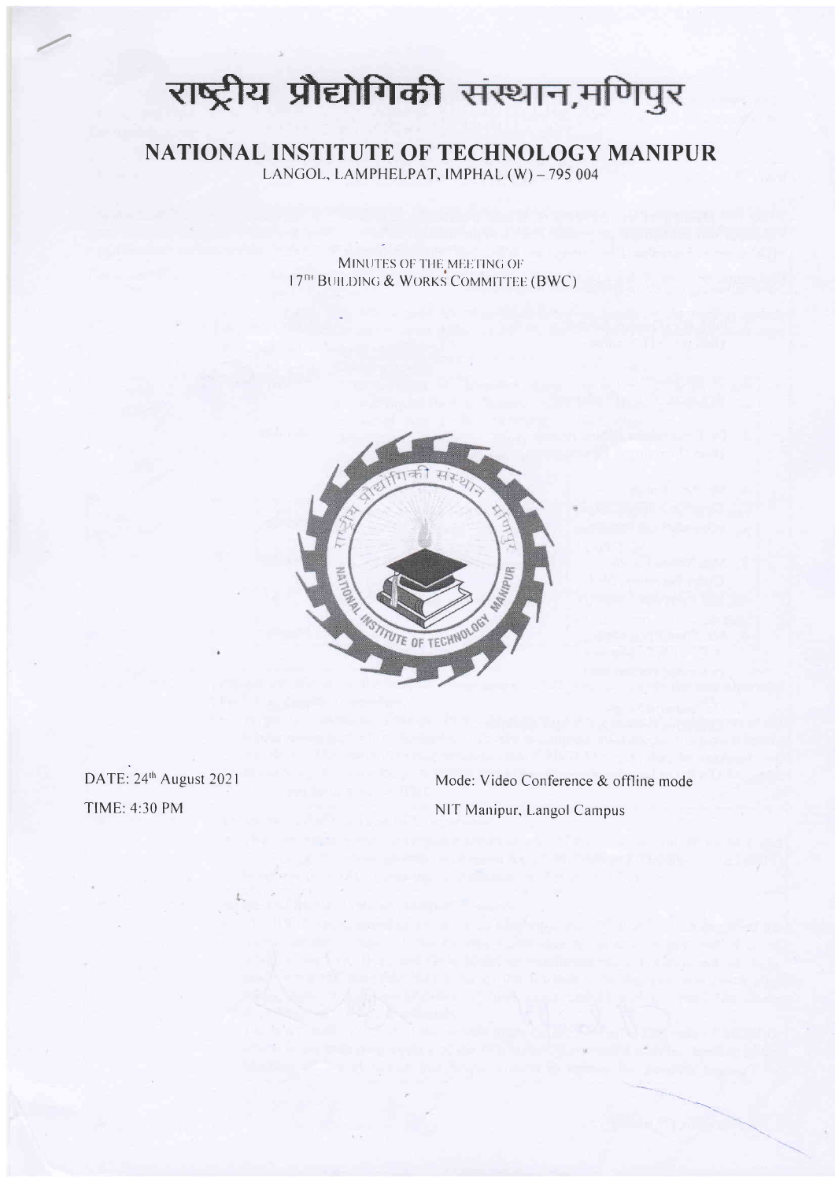# राष्ट्रीय प्रौद्योगिकी संस्थान,मणिपुर

## NATIONAL INSTITUTE OF TECHNOLOGY MANIPUR

LANGOL, LAMPHELPAT, IMPHAL (W) – 795 004

MINUTES OF THE MEETING OF
17TH BUILDING & WORKS COMMITTEE (BWC)

DATE: 24th August 2021

TIME: 4:30 PM

Mode: Video Conference & offline mode

NIT Manipur, Langol Campus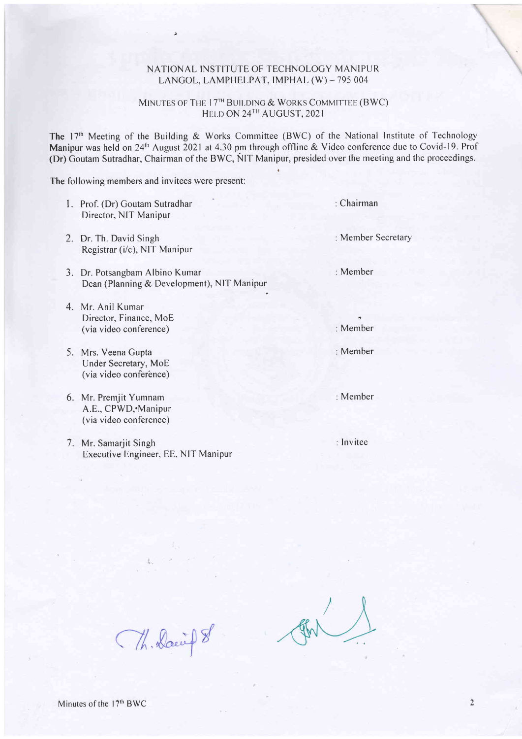NATIONAL INSTITUTE OF TECHNOLOGY MANIPUR
LANGOL, LAMPHELPAT, IMPHAL (W) – 795 004

MINUTES OF THE 17TH BUILDING & WORKS COMMITTEE (BWC)
HELD ON 24TH AUGUST, 2021

**The** 17th Meeting of the Building & Works Committee (BWC) of the National Institute of Technology Manipur was held on 24th August 2021 at 4.30 pm through offline & Video conference due to Covid-19. Prof (Dr) Goutam Sutradhar, Chairman of the BWC, NIT Manipur, presided over the meeting and the proceedings.

The following members and invitees were present:

| | | |
|---|---|---|
| 1. | Prof. (Dr) Goutam Sutradhar<br>Director, NIT Manipur | : Chairman |
| 2. | Dr. Th. David Singh<br>Registrar (i/c), NIT Manipur | : Member Secretary |
| 3. | Dr. Potsangbam Albino Kumar<br>Dean (Planning & Development), NIT Manipur | : Member |
| 4. | Mr. Anil Kumar<br>Director, Finance, MoE<br>(via video conference) | : Member |
| 5. | Mrs. Veena Gupta<br>Under Secretary, MoE<br>(via video conference) | : Member |
| 6. | Mr. Premjit Yumnam<br>A.E., CPWD, Manipur<br>(via video conference) | : Member |
| 7. | Mr. Samarjit Singh<br>Executive Engineer, EE, NIT Manipur | : Invitee |

Th. David Sl

Minutes of the 17th BWC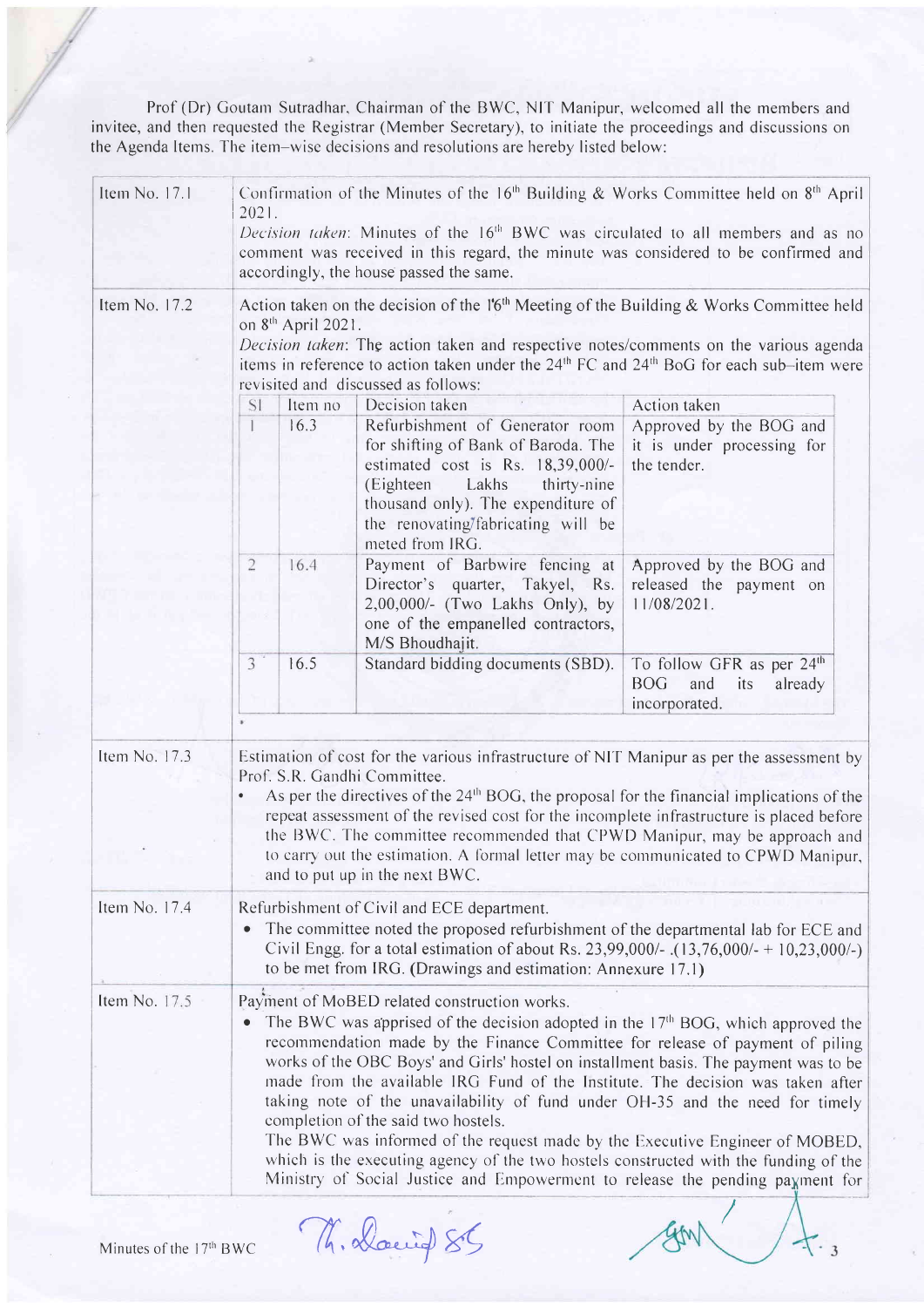Prof (Dr) Goutam Sutradhar, Chairman of the BWC, NIT Manipur, welcomed all the members and invitee, and then requested the Registrar (Member Secretary), to initiate the proceedings and discussions on the Agenda Items. The item–wise decisions and resolutions are hereby listed below:

| | |
|---|---|
| Item No. 17.1 | Confirmation of the Minutes of the 16th Building & Works Committee held on 8th April 2021.<br>*Decision taken*: Minutes of the 16th BWC was circulated to all members and as no comment was received in this regard, the minute was considered to be confirmed and accordingly, the house passed the same. |
| Item No. 17.2 | Action taken on the decision of the 16th Meeting of the Building & Works Committee held on 8th April 2021.<br>*Decision taken*: The action taken and respective notes/comments on the various agenda items in reference to action taken under the 24th FC and 24th BoG for each sub–item were revisited and discussed as follows: |

| Sl | Item no | Decision taken | Action taken |
|---|---|---|---|
| 1 | 16.3 | Refurbishment of Generator room for shifting of Bank of Baroda. The estimated cost is Rs. 18,39,000/- (Eighteen Lakhs thirty-nine thousand only). The expenditure of the renovating/fabricating will be meted from IRG. | Approved by the BOG and it is under processing for the tender. |
| 2 | 16.4 | Payment of Barbwire fencing at Director's quarter, Takyel, Rs. 2,00,000/- (Two Lakhs Only), by one of the empanelled contractors, M/S Bhoudhajit. | Approved by the BOG and released the payment on 11/08/2021. |
| 3 | 16.5 | Standard bidding documents (SBD). | To follow GFR as per 24th BOG and its already incorporated. |

| | |
|---|---|
| Item No. 17.3 | Estimation of cost for the various infrastructure of NIT Manipur as per the assessment by Prof. S.R. Gandhi Committee.<br>• As per the directives of the 24th BOG, the proposal for the financial implications of the repeat assessment of the revised cost for the incomplete infrastructure is placed before the BWC. The committee recommended that CPWD Manipur, may be approach and to carry out the estimation. A formal letter may be communicated to CPWD Manipur, and to put up in the next BWC. |
| Item No. 17.4 | Refurbishment of Civil and ECE department.<br>• The committee noted the proposed refurbishment of the departmental lab for ECE and Civil Engg. for a total estimation of about Rs. 23,99,000/- .(13,76,000/- + 10,23,000/-) to be met from IRG. (Drawings and estimation: Annexure 17.1) |
| Item No. 17.5 | Payment of MoBED related construction works.<br>• The BWC was apprised of the decision adopted in the 17th BOG, which approved the recommendation made by the Finance Committee for release of payment of piling works of the OBC Boys' and Girls' hostel on installment basis. The payment was to be made from the available IRG Fund of the Institute. The decision was taken after taking note of the unavailability of fund under OH-35 and the need for timely completion of the said two hostels.<br>The BWC was informed of the request made by the Executive Engineer of MOBED, which is the executing agency of the two hostels constructed with the funding of the Ministry of Social Justice and Empowerment to release the pending payment for |

Minutes of the 17th BWC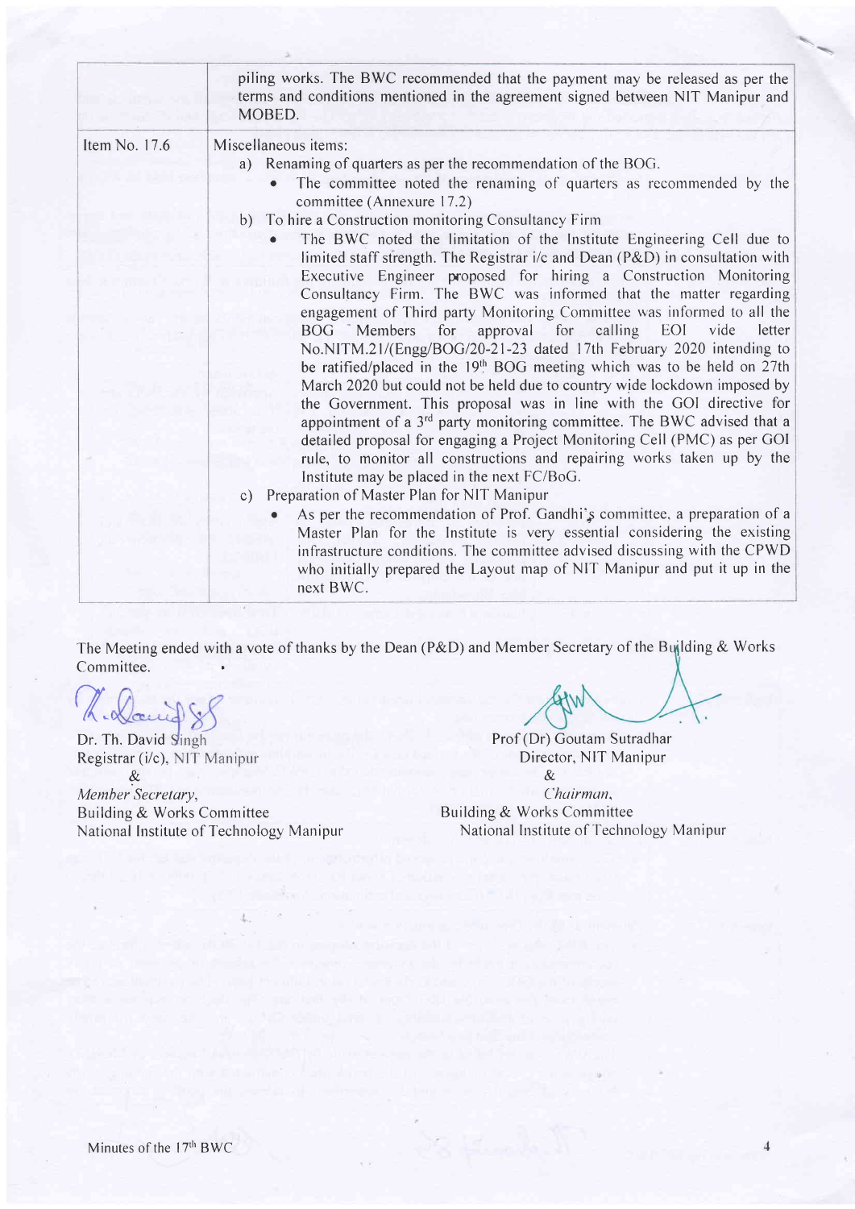| | |
|---|---|
| | piling works. The BWC recommended that the payment may be released as per the terms and conditions mentioned in the agreement signed between NIT Manipur and MOBED. |
| Item No. 17.6 | Miscellaneous items:<br>a) Renaming of quarters as per the recommendation of the BOG.<br>• The committee noted the renaming of quarters as recommended by the committee (Annexure 17.2)<br>b) To hire a Construction monitoring Consultancy Firm<br>• The BWC noted the limitation of the Institute Engineering Cell due to limited staff strength. The Registrar i/c and Dean (P&D) in consultation with Executive Engineer proposed for hiring a Construction Monitoring Consultancy Firm. The BWC was informed that the matter regarding engagement of Third party Monitoring Committee was informed to all the BOG Members for approval for calling EOI vide letter No.NITM.21/(Engg/BOG/20-21-23 dated 17th February 2020 intending to be ratified/placed in the 19th BOG meeting which was to be held on 27th March 2020 but could not be held due to country wide lockdown imposed by the Government. This proposal was in line with the GOI directive for appointment of a 3rd party monitoring committee. The BWC advised that a detailed proposal for engaging a Project Monitoring Cell (PMC) as per GOI rule, to monitor all constructions and repairing works taken up by the Institute may be placed in the next FC/BoG.<br>c) Preparation of Master Plan for NIT Manipur<br>• As per the recommendation of Prof. Gandhi's committee, a preparation of a Master Plan for the Institute is very essential considering the existing infrastructure conditions. The committee advised discussing with the CPWD who initially prepared the Layout map of NIT Manipur and put it up in the next BWC. |

The Meeting ended with a vote of thanks by the Dean (P&D) and Member Secretary of the Building & Works Committee.

Dr. Th. David Singh
Registrar (i/c), NIT Manipur
&
*Member Secretary*,
Building & Works Committee
National Institute of Technology Manipur

Prof (Dr) Goutam Sutradhar
Director, NIT Manipur
&
*Chairman*,
Building & Works Committee
National Institute of Technology Manipur

Minutes of the 17th BWC